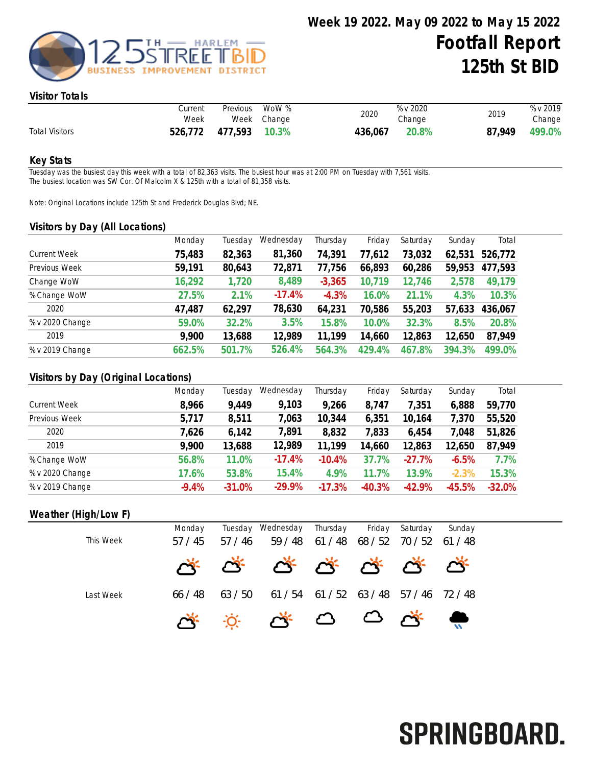# Week 19 2022. May 09 2022 to May 15 2022

# Footfall Report 125th St BID

## Visitor Totals

| | Current Week | Previous Week | WoW % Change | 2020 | % v 2020 Change | 2019 | % v 2019 Change |
|---|---|---|---|---|---|---|---|
| Total Visitors | **526,772** | **477,593** | **10.3%** | **436,067** | **20.8%** | **87,949** | **499.0%** |

## Key Stats

Tuesday was the busiest day this week with a total of 82,363 visits. The busiest hour was at 2:00 PM on Tuesday with 7,561 visits.
The busiest location was SW Cor. Of Malcolm X & 125th with a total of 81,358 visits.

Note: Original Locations include 125th St and Frederick Douglas Blvd; NE.

## Visitors by Day (All Locations)

| | Monday | Tuesday | Wednesday | Thursday | Friday | Saturday | Sunday | Total |
|---|---|---|---|---|---|---|---|---|
| Current Week | **75,483** | **82,363** | **81,360** | **74,391** | **77,612** | **73,032** | **62,531** | **526,772** |
| Previous Week | **59,191** | **80,643** | **72,871** | **77,756** | **66,893** | **60,286** | **59,953** | **477,593** |
| Change WoW | **16,292** | **1,720** | **8,489** | **-3,365** | **10,719** | **12,746** | **2,578** | **49,179** |
| % Change WoW | **27.5%** | **2.1%** | **-17.4%** | **-4.3%** | **16.0%** | **21.1%** | **4.3%** | **10.3%** |
| 2020 | **47,487** | **62,297** | **78,630** | **64,231** | **70,586** | **55,203** | **57,633** | **436,067** |
| % v 2020 Change | **59.0%** | **32.2%** | **3.5%** | **15.8%** | **10.0%** | **32.3%** | **8.5%** | **20.8%** |
| 2019 | **9,900** | **13,688** | **12,989** | **11,199** | **14,660** | **12,863** | **12,650** | **87,949** |
| % v 2019 Change | **662.5%** | **501.7%** | **526.4%** | **564.3%** | **429.4%** | **467.8%** | **394.3%** | **499.0%** |

## Visitors by Day (Original Locations)

| | Monday | Tuesday | Wednesday | Thursday | Friday | Saturday | Sunday | Total |
|---|---|---|---|---|---|---|---|---|
| Current Week | **8,966** | **9,449** | **9,103** | **9,266** | **8,747** | **7,351** | **6,888** | **59,770** |
| Previous Week | **5,717** | **8,511** | **7,063** | **10,344** | **6,351** | **10,164** | **7,370** | **55,520** |
| 2020 | **7,626** | **6,142** | **7,891** | **8,832** | **7,833** | **6,454** | **7,048** | **51,826** |
| 2019 | **9,900** | **13,688** | **12,989** | **11,199** | **14,660** | **12,863** | **12,650** | **87,949** |
| % Change WoW | **56.8%** | **11.0%** | **-17.4%** | **-10.4%** | **37.7%** | **-27.7%** | **-6.5%** | **7.7%** |
| % v 2020 Change | **17.6%** | **53.8%** | **15.4%** | **4.9%** | **11.7%** | **13.9%** | **-2.3%** | **15.3%** |
| % v 2019 Change | **-9.4%** | **-31.0%** | **-29.9%** | **-17.3%** | **-40.3%** | **-42.9%** | **-45.5%** | **-32.0%** |

## Weather (High/Low F)

| | Monday | Tuesday | Wednesday | Thursday | Friday | Saturday | Sunday |
|---|---|---|---|---|---|---|---|
| This Week | 57 / 45 | 57 / 46 | 59 / 48 | 61 / 48 | 68 / 52 | 70 / 52 | 61 / 48 |
| Last Week | 66 / 48 | 63 / 50 | 61 / 54 | 61 / 52 | 63 / 48 | 57 / 46 | 72 / 48 |

SPRINGBOARD.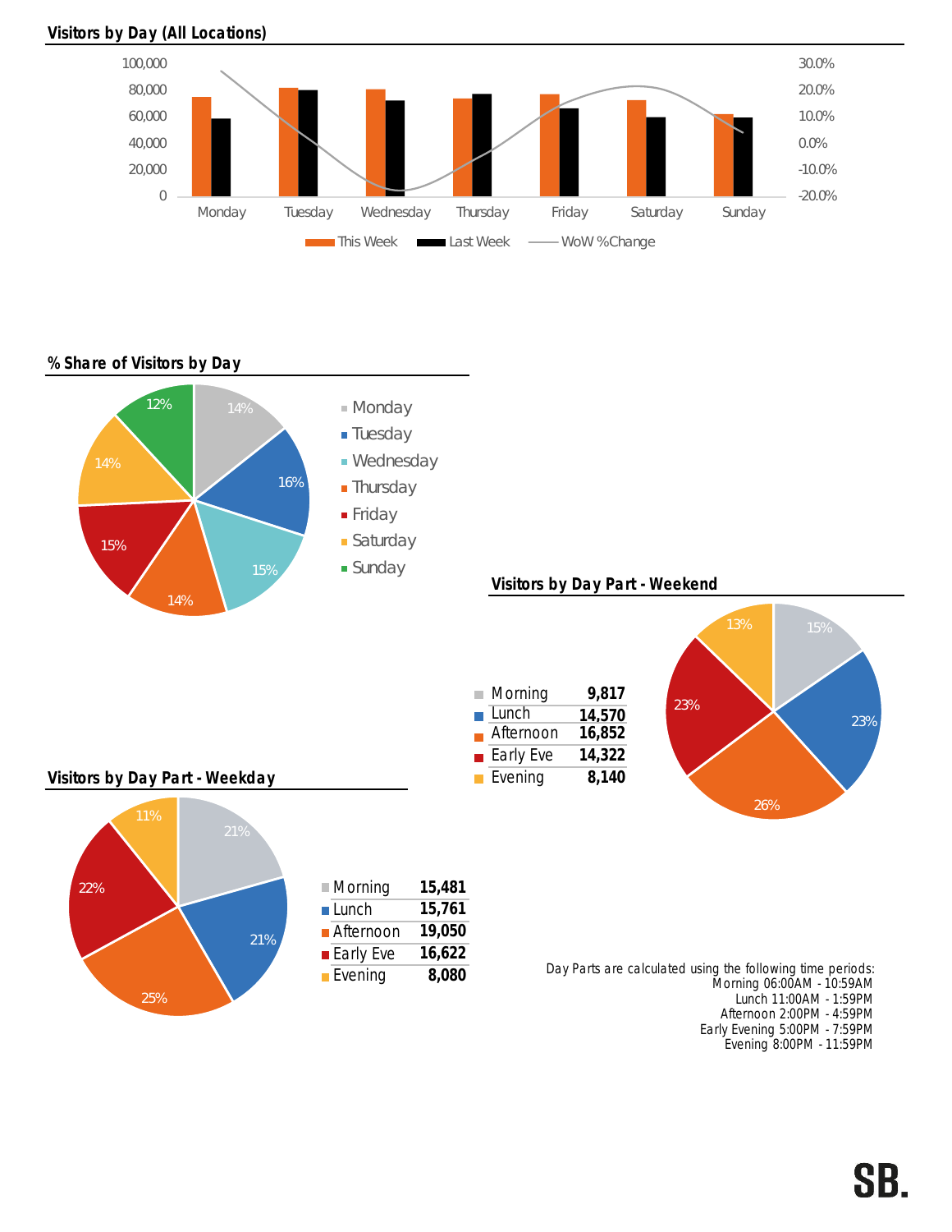## Visitors by Day (All Locations)

## % Share of Visitors by Day

## Visitors by Day Part - Weekend

| Day Part | Visitors |
|---|---|
| Morning | **9,817** |
| Lunch | **14,570** |
| Afternoon | **16,852** |
| Early Eve | **14,322** |
| Evening | **8,140** |

## Visitors by Day Part - Weekday

| Day Part | Visitors |
|---|---|
| Morning | **15,481** |
| Lunch | **15,761** |
| Afternoon | **19,050** |
| Early Eve | **16,622** |
| Evening | **8,080** |

Day Parts are calculated using the following time periods:
Morning 06:00AM - 10:59AM
Lunch 11:00AM - 1:59PM
Afternoon 2:00PM - 4:59PM
Early Evening 5:00PM - 7:59PM
Evening 8:00PM - 11:59PM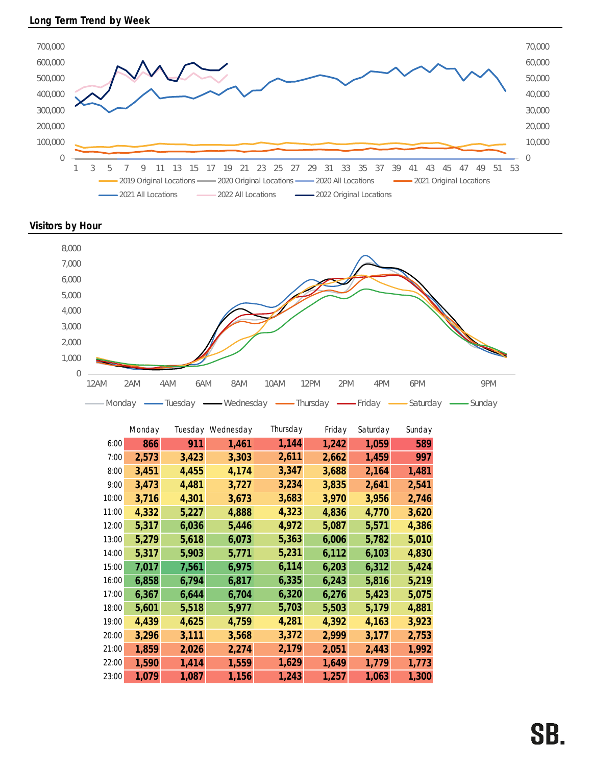## Long Term Trend by Week

## Visitors by Hour

|  | Monday | Tuesday | Wednesday | Thursday | Friday | Saturday | Sunday |
|---|---|---|---|---|---|---|---|
| 6:00 | 866 | 911 | 1,461 | 1,144 | 1,242 | 1,059 | 589 |
| 7:00 | 2,573 | 3,423 | 3,303 | 2,611 | 2,662 | 1,459 | 997 |
| 8:00 | 3,451 | 4,455 | 4,174 | 3,347 | 3,688 | 2,164 | 1,481 |
| 9:00 | 3,473 | 4,481 | 3,727 | 3,234 | 3,835 | 2,641 | 2,541 |
| 10:00 | 3,716 | 4,301 | 3,673 | 3,683 | 3,970 | 3,956 | 2,746 |
| 11:00 | 4,332 | 5,227 | 4,888 | 4,323 | 4,836 | 4,770 | 3,620 |
| 12:00 | 5,317 | 6,036 | 5,446 | 4,972 | 5,087 | 5,571 | 4,386 |
| 13:00 | 5,279 | 5,618 | 6,073 | 5,363 | 6,006 | 5,782 | 5,010 |
| 14:00 | 5,317 | 5,903 | 5,771 | 5,231 | 6,112 | 6,103 | 4,830 |
| 15:00 | 7,017 | 7,561 | 6,975 | 6,114 | 6,203 | 6,312 | 5,424 |
| 16:00 | 6,858 | 6,794 | 6,817 | 6,335 | 6,243 | 5,816 | 5,219 |
| 17:00 | 6,367 | 6,644 | 6,704 | 6,320 | 6,276 | 5,423 | 5,075 |
| 18:00 | 5,601 | 5,518 | 5,977 | 5,703 | 5,503 | 5,179 | 4,881 |
| 19:00 | 4,439 | 4,625 | 4,759 | 4,281 | 4,392 | 4,163 | 3,923 |
| 20:00 | 3,296 | 3,111 | 3,568 | 3,372 | 2,999 | 3,177 | 2,753 |
| 21:00 | 1,859 | 2,026 | 2,274 | 2,179 | 2,051 | 2,443 | 1,992 |
| 22:00 | 1,590 | 1,414 | 1,559 | 1,629 | 1,649 | 1,779 | 1,773 |
| 23:00 | 1,079 | 1,087 | 1,156 | 1,243 | 1,257 | 1,063 | 1,300 |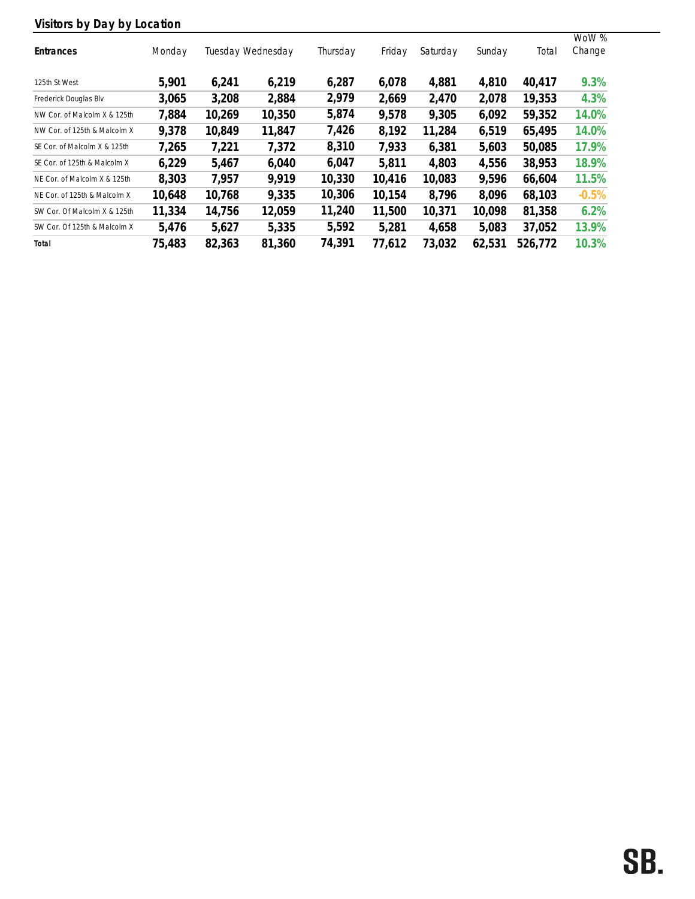## Visitors by Day by Location

| Entrances | Monday | Tuesday | Wednesday | Thursday | Friday | Saturday | Sunday | Total | WoW % Change |
|---|---|---|---|---|---|---|---|---|---|
| 125th St West | 5,901 | 6,241 | 6,219 | 6,287 | 6,078 | 4,881 | 4,810 | 40,417 | 9.3% |
| Frederick Douglas Blv | 3,065 | 3,208 | 2,884 | 2,979 | 2,669 | 2,470 | 2,078 | 19,353 | 4.3% |
| NW Cor. of Malcolm X & 125th | 7,884 | 10,269 | 10,350 | 5,874 | 9,578 | 9,305 | 6,092 | 59,352 | 14.0% |
| NW Cor. of 125th & Malcolm X | 9,378 | 10,849 | 11,847 | 7,426 | 8,192 | 11,284 | 6,519 | 65,495 | 14.0% |
| SE Cor. of Malcolm X & 125th | 7,265 | 7,221 | 7,372 | 8,310 | 7,933 | 6,381 | 5,603 | 50,085 | 17.9% |
| SE Cor. of 125th & Malcolm X | 6,229 | 5,467 | 6,040 | 6,047 | 5,811 | 4,803 | 4,556 | 38,953 | 18.9% |
| NE Cor. of Malcolm X & 125th | 8,303 | 7,957 | 9,919 | 10,330 | 10,416 | 10,083 | 9,596 | 66,604 | 11.5% |
| NE Cor. of 125th & Malcolm X | 10,648 | 10,768 | 9,335 | 10,306 | 10,154 | 8,796 | 8,096 | 68,103 | -0.5% |
| SW Cor. Of Malcolm X & 125th | 11,334 | 14,756 | 12,059 | 11,240 | 11,500 | 10,371 | 10,098 | 81,358 | 6.2% |
| SW Cor. Of 125th & Malcolm X | 5,476 | 5,627 | 5,335 | 5,592 | 5,281 | 4,658 | 5,083 | 37,052 | 13.9% |
| Total | 75,483 | 82,363 | 81,360 | 74,391 | 77,612 | 73,032 | 62,531 | 526,772 | 10.3% |

SB.